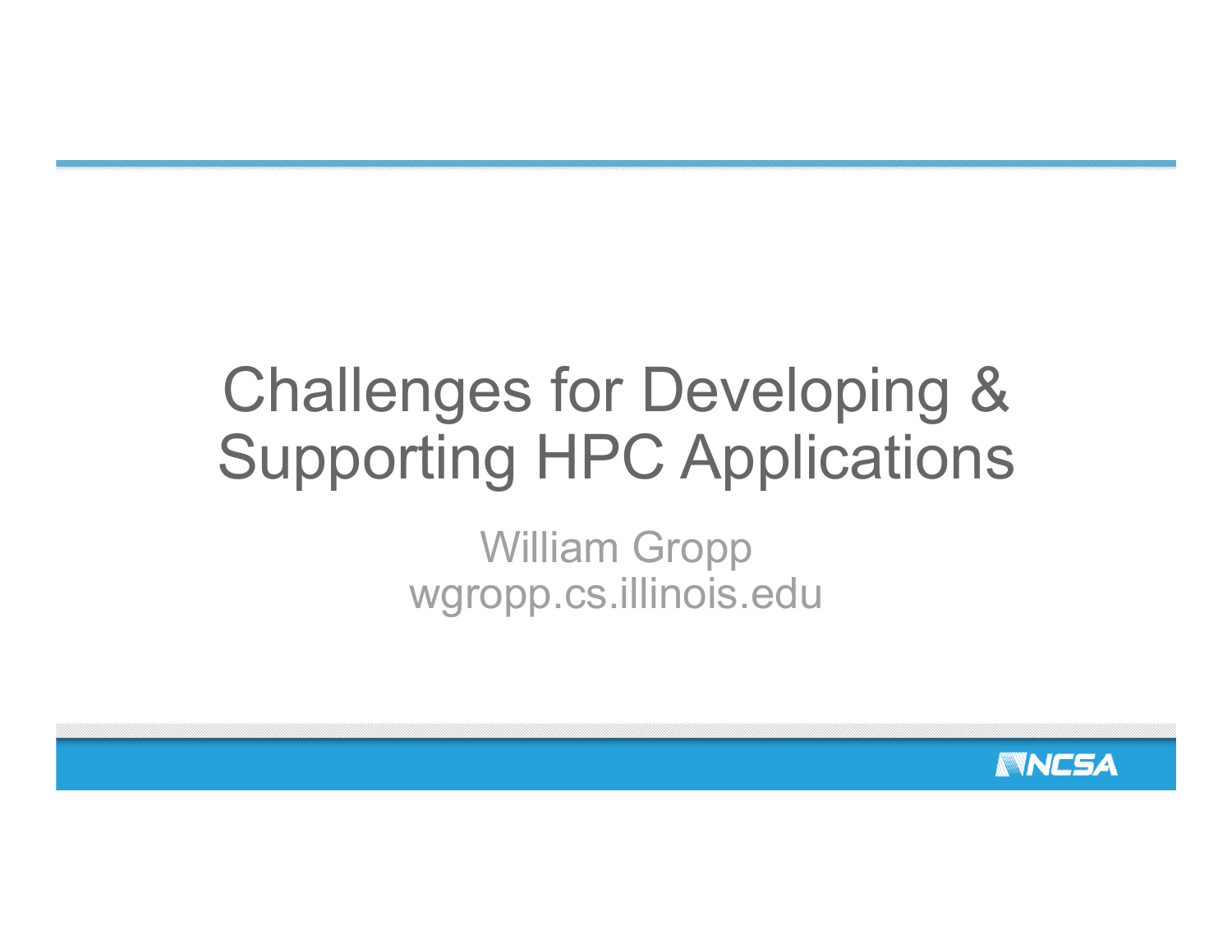# Challenges for Developing & Supporting HPC Applications

William Gropp
wgropp.cs.illinois.edu

NCSA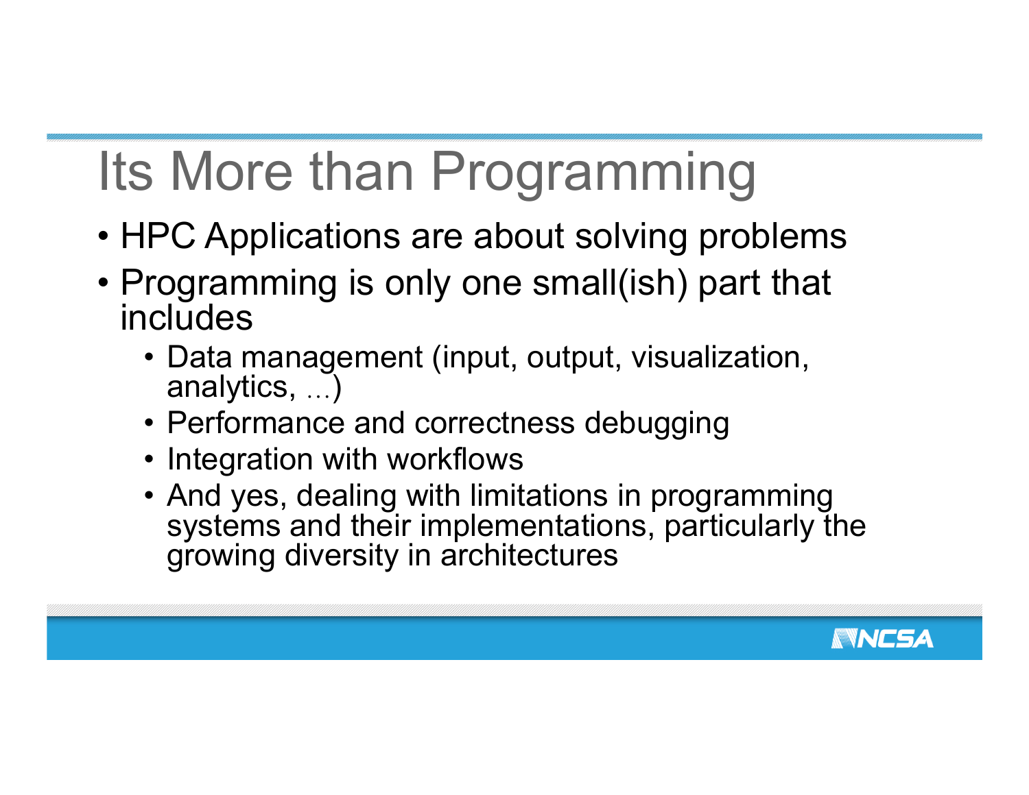# Its More than Programming

- HPC Applications are about solving problems
- Programming is only one small(ish) part that includes
  - Data management (input, output, visualization, analytics, …)
  - Performance and correctness debugging
  - Integration with workflows
  - And yes, dealing with limitations in programming systems and their implementations, particularly the growing diversity in architectures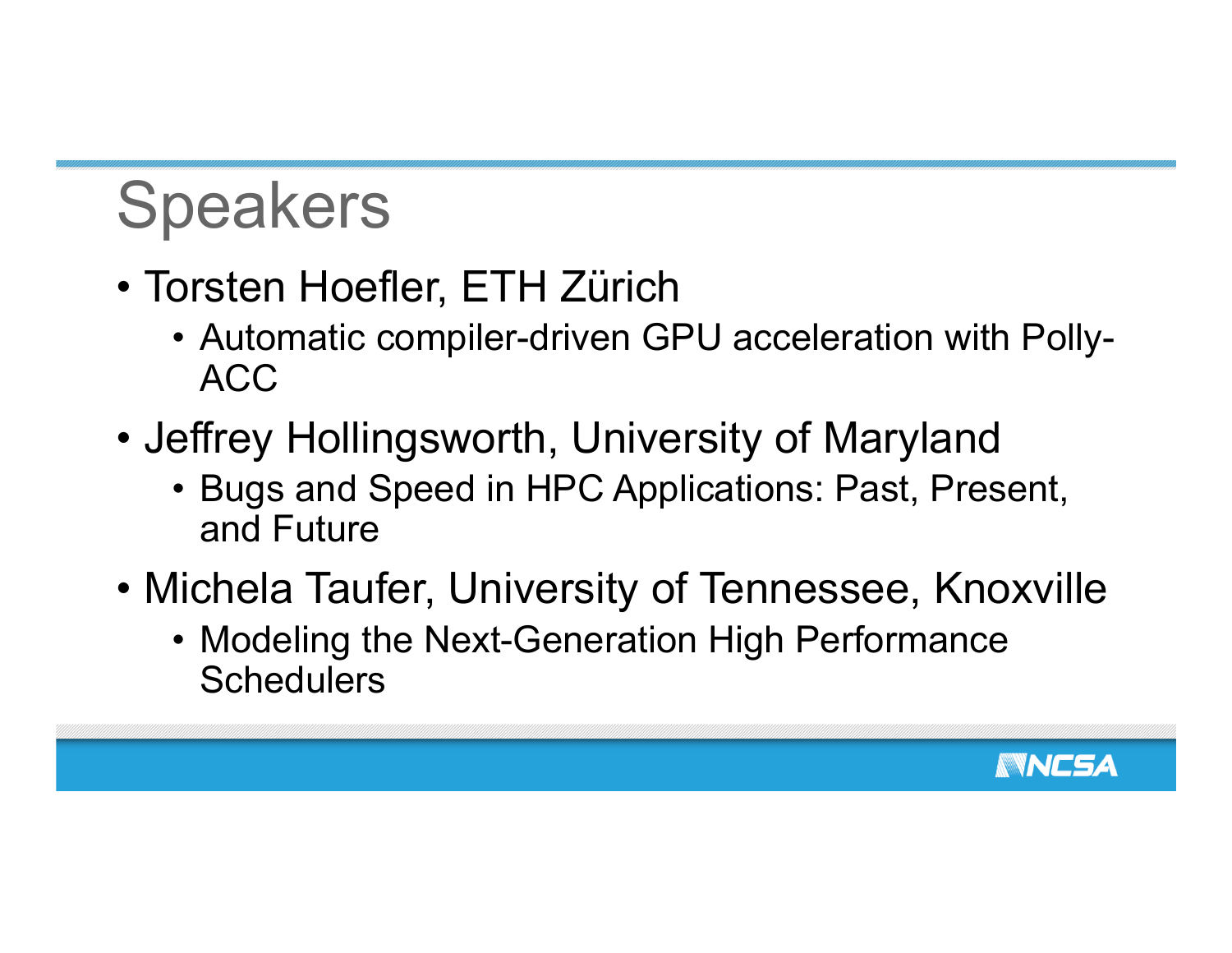# Speakers

- Torsten Hoefler, ETH Zürich
  - Automatic compiler-driven GPU acceleration with Polly-ACC
- Jeffrey Hollingsworth, University of Maryland
  - Bugs and Speed in HPC Applications: Past, Present, and Future
- Michela Taufer, University of Tennessee, Knoxville
  - Modeling the Next-Generation High Performance Schedulers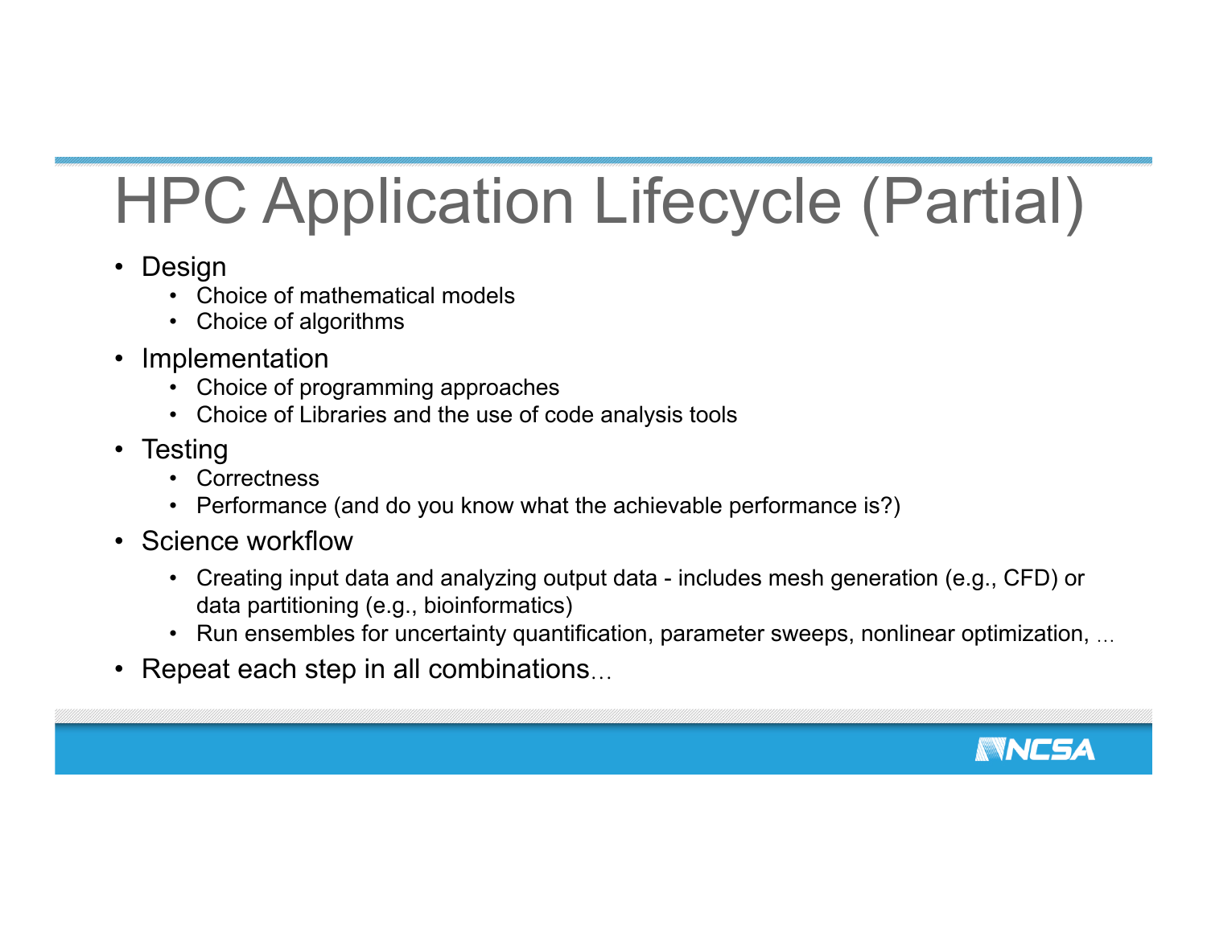# HPC Application Lifecycle (Partial)

- Design
  - Choice of mathematical models
  - Choice of algorithms
- Implementation
  - Choice of programming approaches
  - Choice of Libraries and the use of code analysis tools
- Testing
  - Correctness
  - Performance (and do you know what the achievable performance is?)
- Science workflow
  - Creating input data and analyzing output data - includes mesh generation (e.g., CFD) or data partitioning (e.g., bioinformatics)
  - Run ensembles for uncertainty quantification, parameter sweeps, nonlinear optimization, …
- Repeat each step in all combinations…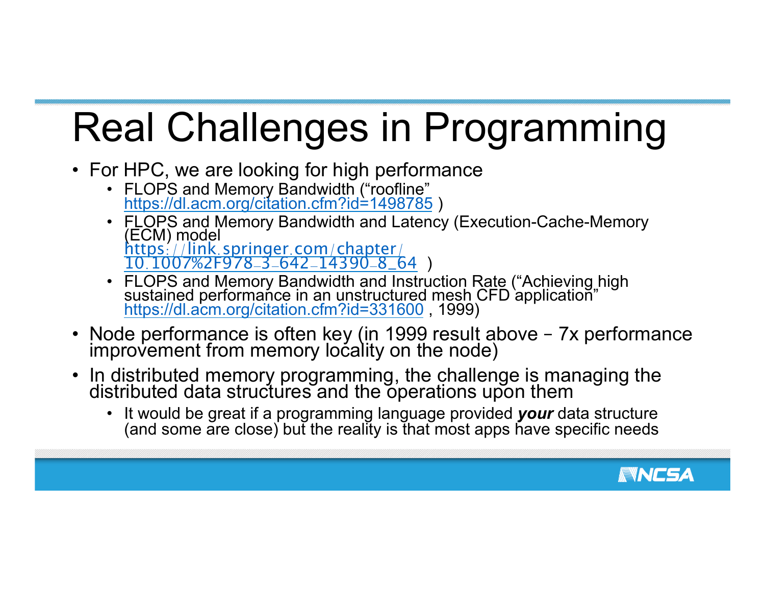# Real Challenges in Programming

- For HPC, we are looking for high performance
  - FLOPS and Memory Bandwidth (“roofline” https://dl.acm.org/citation.cfm?id=1498785 )
  - FLOPS and Memory Bandwidth and Latency (Execution-Cache-Memory (ECM) model https://link.springer.com/chapter/10.1007%2F978-3-642-14390-8_64 )
  - FLOPS and Memory Bandwidth and Instruction Rate (“Achieving high sustained performance in an unstructured mesh CFD application” https://dl.acm.org/citation.cfm?id=331600 , 1999)
- Node performance is often key (in 1999 result above – 7x performance improvement from memory locality on the node)
- In distributed memory programming, the challenge is managing the distributed data structures and the operations upon them
  - It would be great if a programming language provided ***your*** data structure (and some are close) but the reality is that most apps have specific needs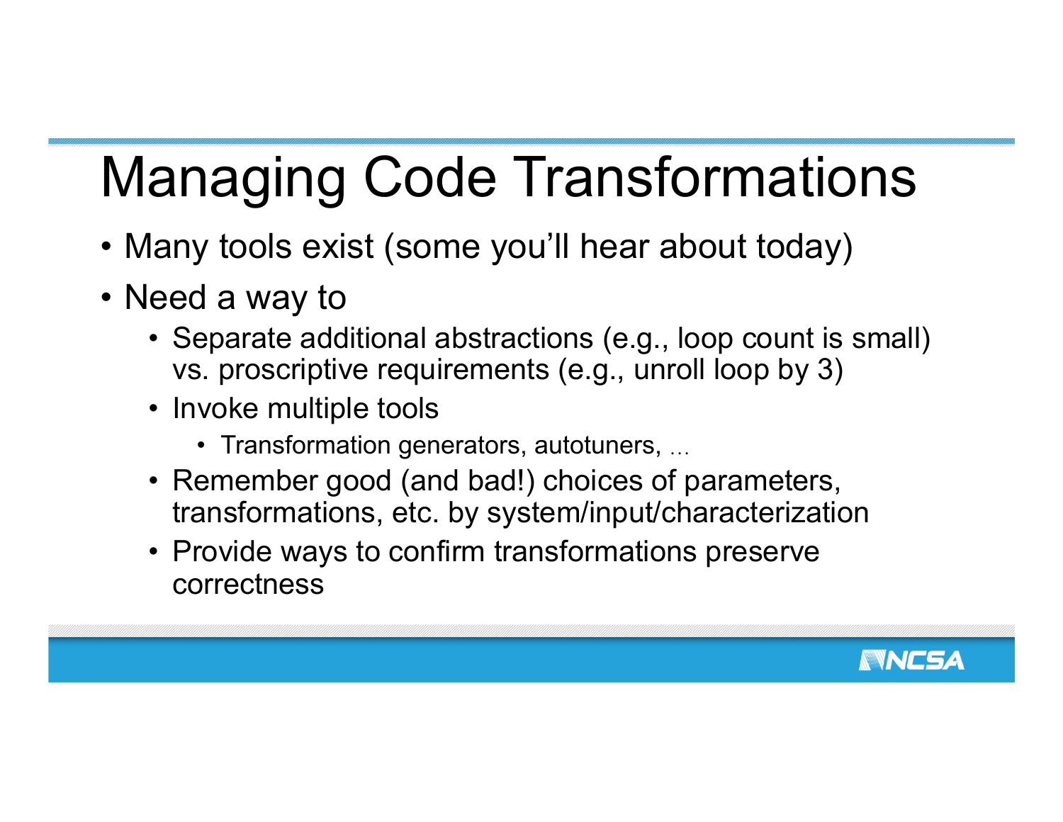# Managing Code Transformations

- Many tools exist (some you'll hear about today)
- Need a way to
  - Separate additional abstractions (e.g., loop count is small) vs. proscriptive requirements (e.g., unroll loop by 3)
  - Invoke multiple tools
    - Transformation generators, autotuners, …
  - Remember good (and bad!) choices of parameters, transformations, etc. by system/input/characterization
  - Provide ways to confirm transformations preserve correctness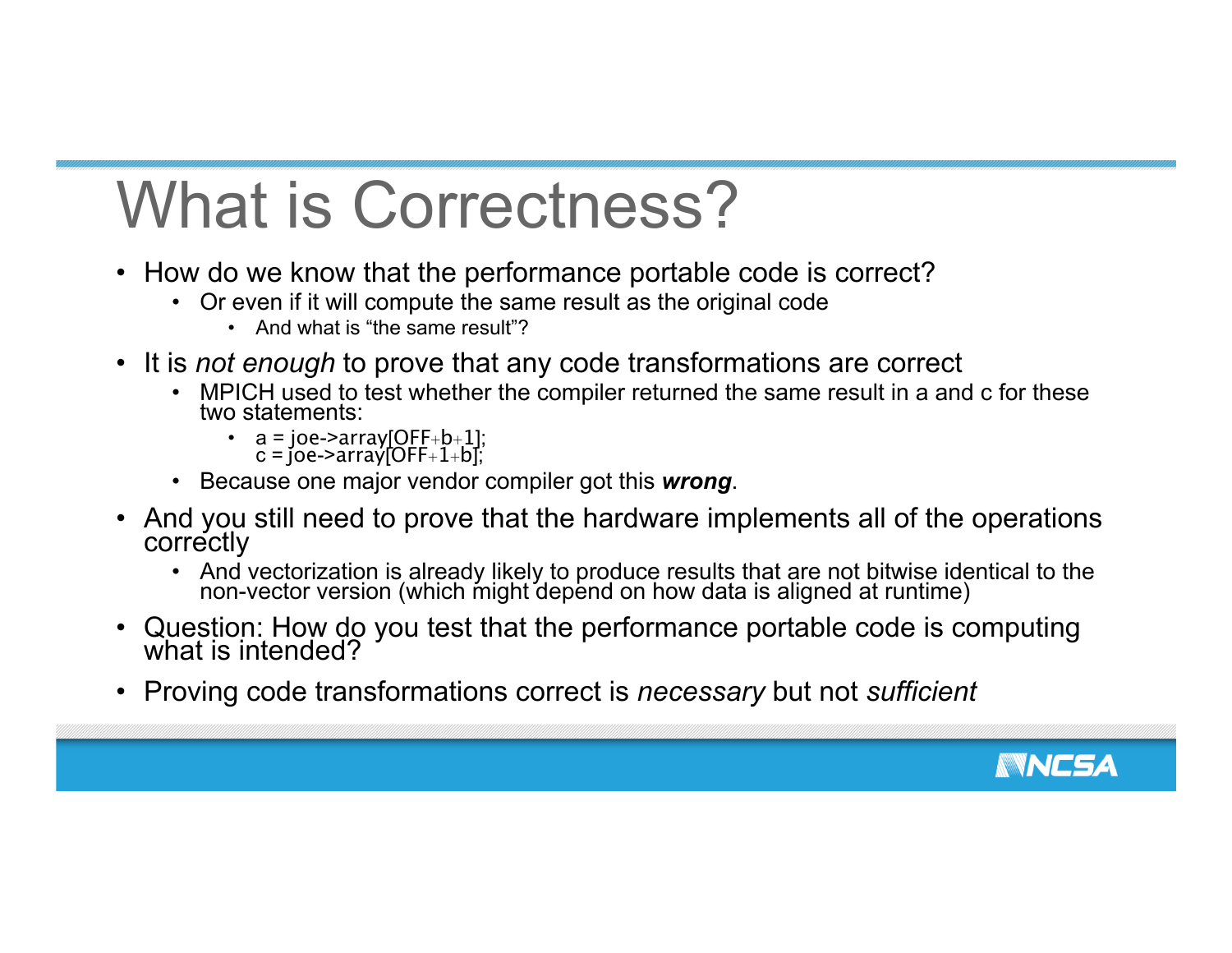# What is Correctness?

- How do we know that the performance portable code is correct?
  - Or even if it will compute the same result as the original code
    - And what is "the same result"?
- It is *not enough* to prove that any code transformations are correct
  - MPICH used to test whether the compiler returned the same result in a and c for these two statements:
    - ```
      a = joe->array[OFF+b+1];
      c = joe->array[OFF+1+b];
      ```
  - Because one major vendor compiler got this ***wrong***.
- And you still need to prove that the hardware implements all of the operations correctly
  - And vectorization is already likely to produce results that are not bitwise identical to the non-vector version (which might depend on how data is aligned at runtime)
- Question: How do you test that the performance portable code is computing what is intended?
- Proving code transformations correct is *necessary* but not *sufficient*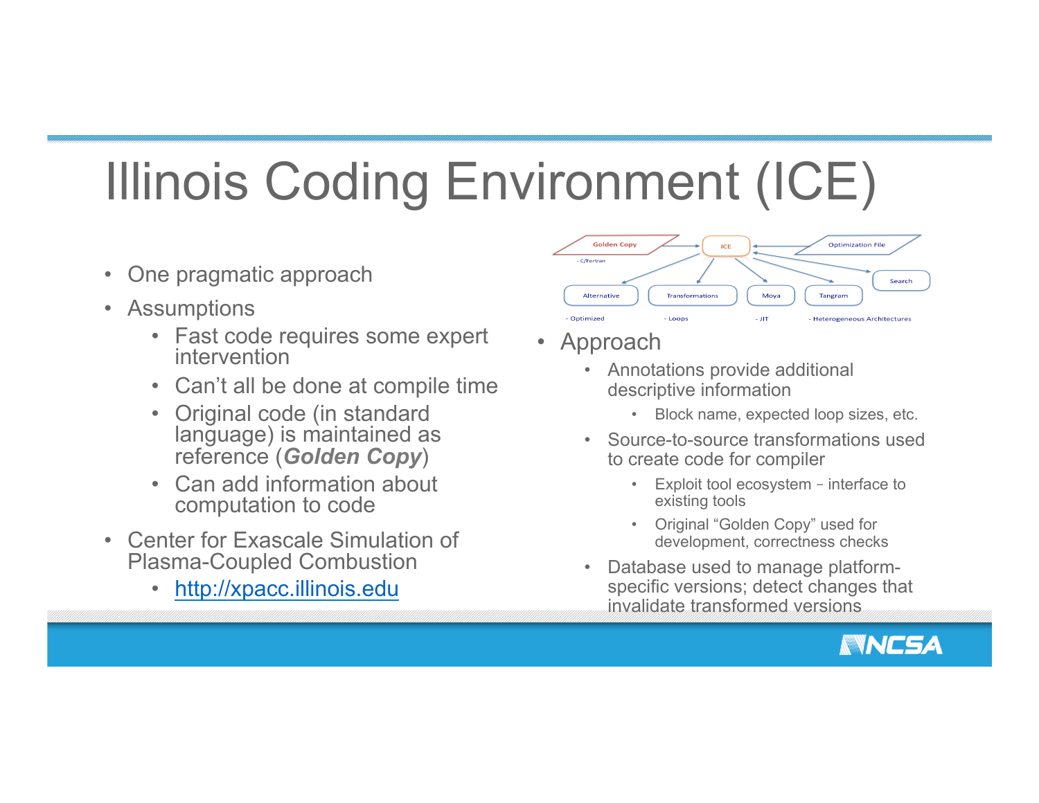# Illinois Coding Environment (ICE)

- One pragmatic approach
- Assumptions
  - Fast code requires some expert intervention
  - Can't all be done at compile time
  - Original code (in standard language) is maintained as reference (***Golden Copy***)
  - Can add information about computation to code
- Center for Exascale Simulation of Plasma-Coupled Combustion
  - [http://xpacc.illinois.edu](http://xpacc.illinois.edu)

Golden Copy — C/Fortran

ICE

Optimization File

Search

Alternative — Optimized

Transformations — Loops

Moya — JIT

Tangram — Heterogeneous Architectures

- Approach
  - Annotations provide additional descriptive information
    - Block name, expected loop sizes, etc.
  - Source-to-source transformations used to create code for compiler
    - Exploit tool ecosystem – interface to existing tools
    - Original "Golden Copy" used for development, correctness checks
  - Database used to manage platform-specific versions; detect changes that invalidate transformed versions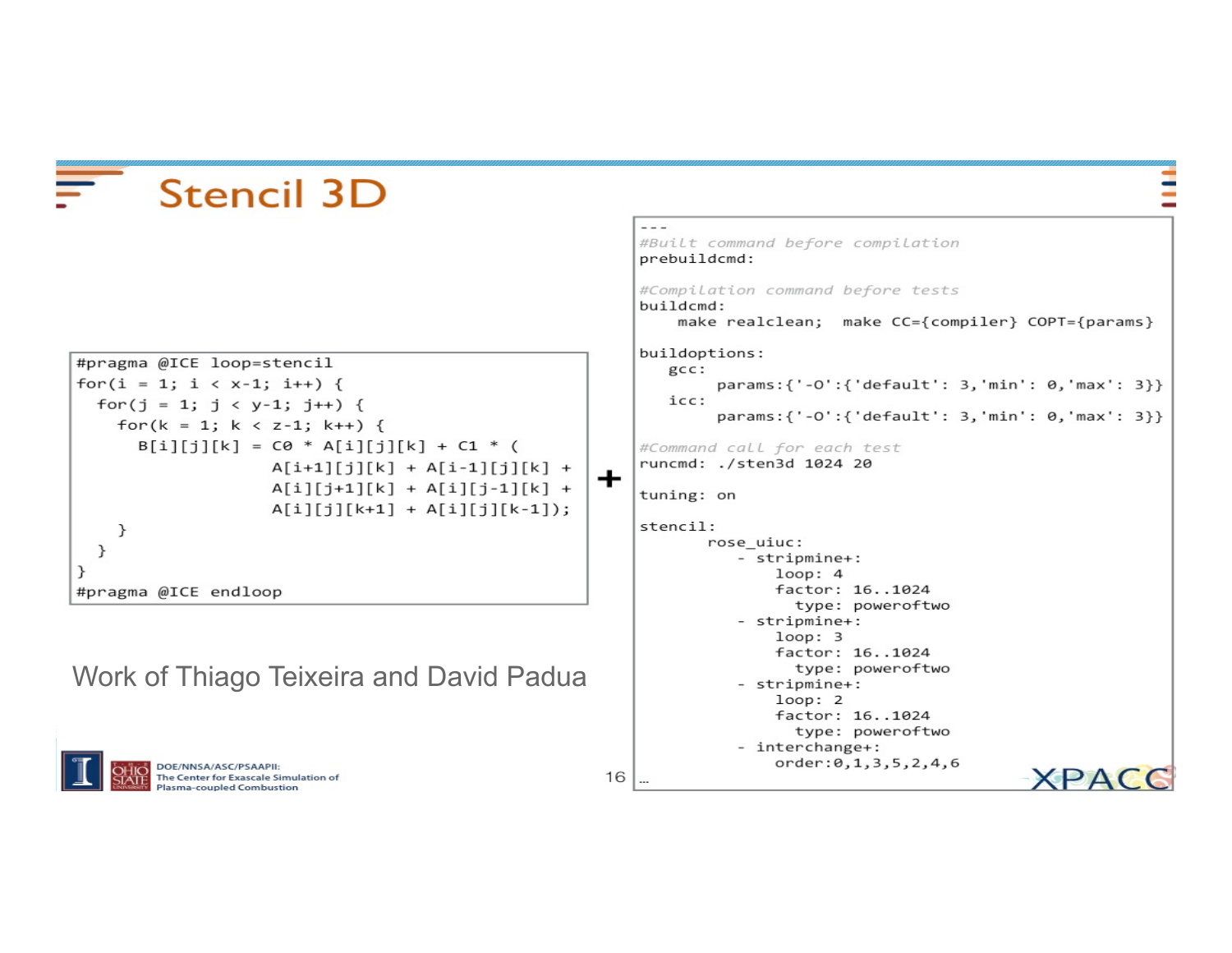# Stencil 3D

```
#pragma @ICE loop=stencil
for(i = 1; i < x-1; i++) {
  for(j = 1; j < y-1; j++) {
    for(k = 1; k < z-1; k++) {
      B[i][j][k] = C0 * A[i][j][k] + C1 * (
                   A[i+1][j][k] + A[i-1][j][k] +
                   A[i][j+1][k] + A[i][j-1][k] +
                   A[i][j][k+1] + A[i][j][k-1]);
    }
  }
}
#pragma @ICE endloop
```

+

```
---
#Built command before compilation
prebuildcmd:

#Compilation command before tests
buildcmd:
    make realclean;  make CC={compiler} COPT={params}

buildoptions:
   gcc:
        params:{'-O':{'default': 3,'min': 0,'max': 3}}
   icc:
        params:{'-O':{'default': 3,'min': 0,'max': 3}}

#Command call for each test
runcmd: ./sten3d 1024 20

tuning: on

stencil:
       rose_uiuc:
          - stripmine+:
              loop: 4
              factor: 16..1024
                type: poweroftwo
          - stripmine+:
              loop: 3
              factor: 16..1024
                type: poweroftwo
          - stripmine+:
              loop: 2
              factor: 16..1024
                type: poweroftwo
          - interchange+:
              order:0,1,3,5,2,4,6
…
```

Work of Thiago Teixeira and David Padua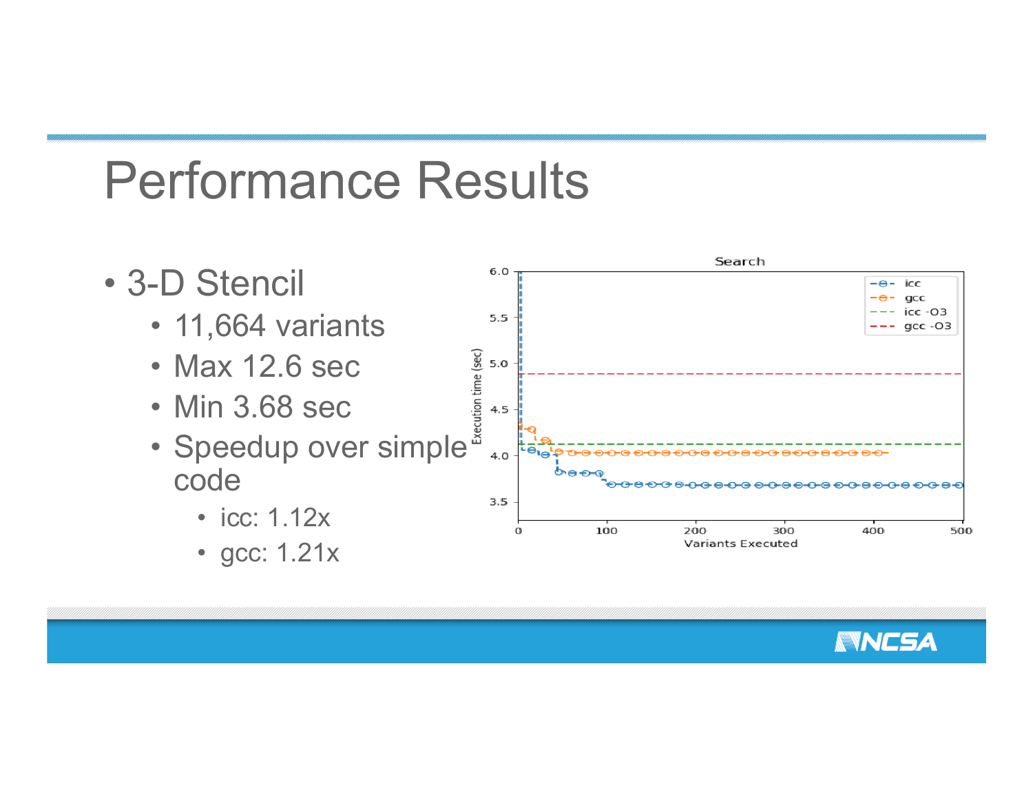# Performance Results

- 3-D Stencil
  - 11,664 variants
  - Max 12.6 sec
  - Min 3.68 sec
  - Speedup over simple code
    - icc: 1.12x
    - gcc: 1.21x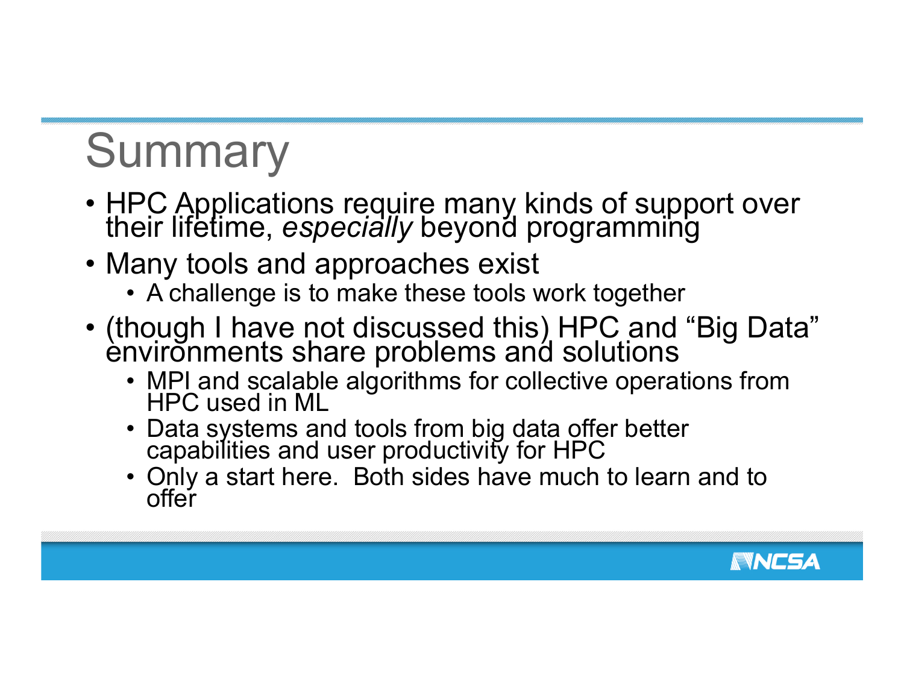# Summary

- HPC Applications require many kinds of support over their lifetime, *especially* beyond programming
- Many tools and approaches exist
  - A challenge is to make these tools work together
- (though I have not discussed this) HPC and “Big Data” environments share problems and solutions
  - MPI and scalable algorithms for collective operations from HPC used in ML
  - Data systems and tools from big data offer better capabilities and user productivity for HPC
  - Only a start here. Both sides have much to learn and to offer